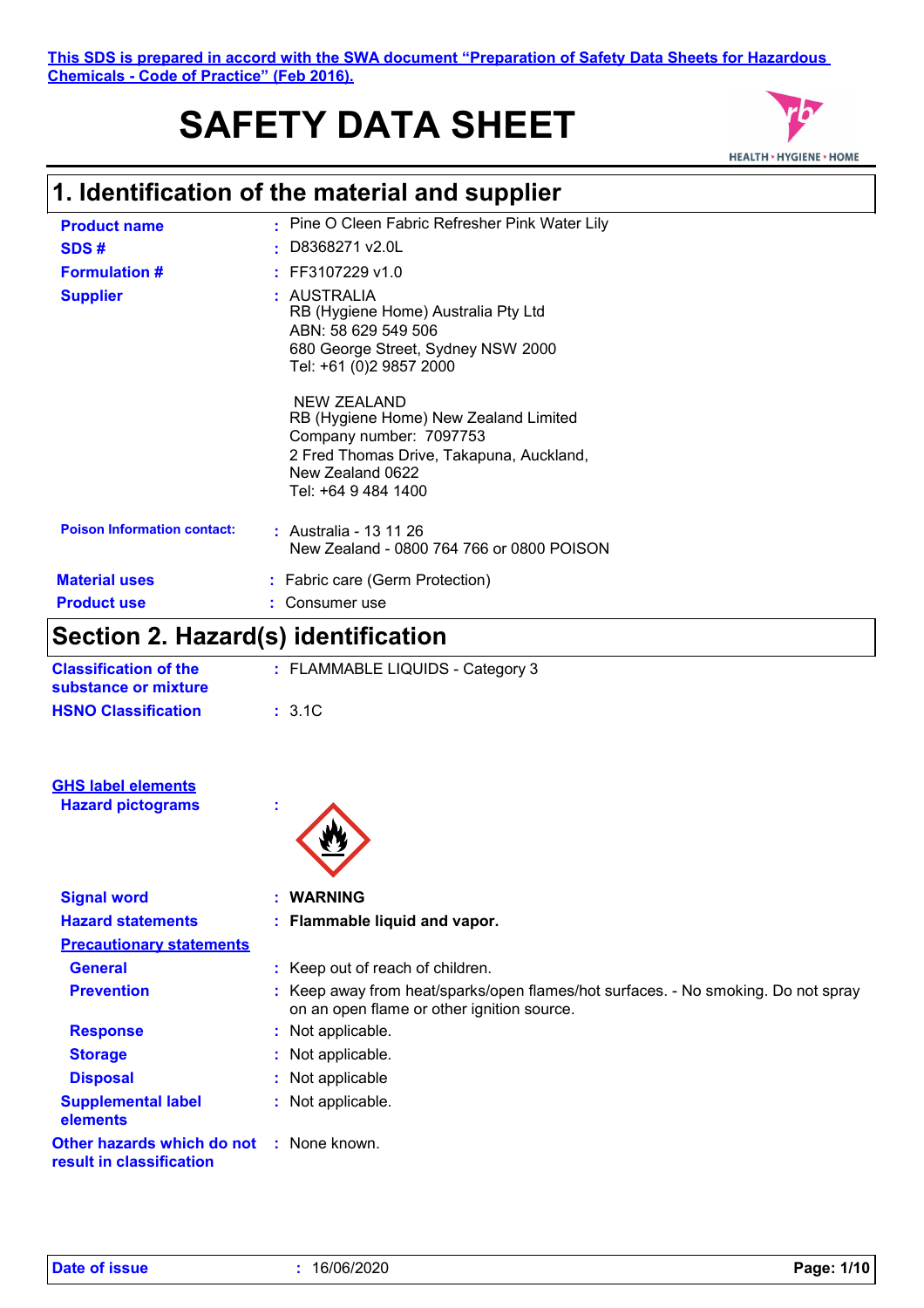This SDS is prepared in accord with the SWA document "Preparation of Safety Data Sheets for Hazardous Chemicals - Code of Practice" (Feb 2016).

# SAFETY DATA SHEET

HEALTH • HYGIENE • HOME

## 1. Identification of the material and supplier

| | |
|---|---|
| **Product name** | : Pine O Cleen Fabric Refresher Pink Water Lily |
| **SDS #** | : D8368271 v2.0L |
| **Formulation #** | : FF3107229 v1.0 |
| **Supplier** | : AUSTRALIA<br>RB (Hygiene Home) Australia Pty Ltd<br>ABN: 58 629 549 506<br>680 George Street, Sydney NSW 2000<br>Tel: +61 (0)2 9857 2000<br><br>NEW ZEALAND<br>RB (Hygiene Home) New Zealand Limited<br>Company number: 7097753<br>2 Fred Thomas Drive, Takapuna, Auckland,<br>New Zealand 0622<br>Tel: +64 9 484 1400 |
| **Poison Information contact:** | : Australia - 13 11 26<br>New Zealand - 0800 764 766 or 0800 POISON |
| **Material uses** | : Fabric care (Germ Protection) |
| **Product use** | : Consumer use |

## Section 2. Hazard(s) identification

| | |
|---|---|
| **Classification of the substance or mixture** | : FLAMMABLE LIQUIDS - Category 3 |
| **HSNO Classification** | : 3.1C |

**GHS label elements**

| | |
|---|---|
| **Hazard pictograms** | : |
| **Signal word** | : **WARNING** |
| **Hazard statements** | : **Flammable liquid and vapor.** |

**Precautionary statements**

| | |
|---|---|
| **General** | : Keep out of reach of children. |
| **Prevention** | : Keep away from heat/sparks/open flames/hot surfaces. - No smoking. Do not spray on an open flame or other ignition source. |
| **Response** | : Not applicable. |
| **Storage** | : Not applicable. |
| **Disposal** | : Not applicable |
| **Supplemental label elements** | : Not applicable. |
| **Other hazards which do not result in classification** | : None known. |

**Date of issue** : 16/06/2020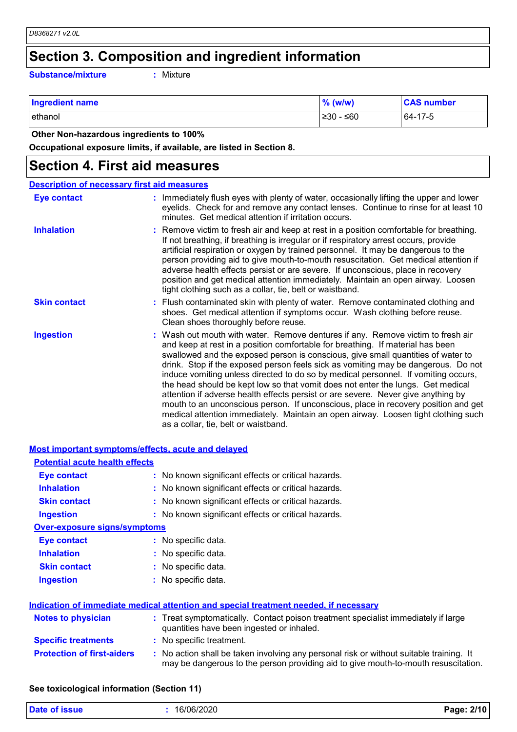## Section 3. Composition and ingredient information

**Substance/mixture** : Mixture

| Ingredient name | % (w/w) | CAS number |
|---|---|---|
| ethanol | ≥30 - ≤60 | 64-17-5 |

**Other Non-hazardous ingredients to 100%**

**Occupational exposure limits, if available, are listed in Section 8.**

## Section 4. First aid measures

### Description of necessary first aid measures

**Eye contact** : Immediately flush eyes with plenty of water, occasionally lifting the upper and lower eyelids. Check for and remove any contact lenses. Continue to rinse for at least 10 minutes. Get medical attention if irritation occurs.

**Inhalation** : Remove victim to fresh air and keep at rest in a position comfortable for breathing. If not breathing, if breathing is irregular or if respiratory arrest occurs, provide artificial respiration or oxygen by trained personnel. It may be dangerous to the person providing aid to give mouth-to-mouth resuscitation. Get medical attention if adverse health effects persist or are severe. If unconscious, place in recovery position and get medical attention immediately. Maintain an open airway. Loosen tight clothing such as a collar, tie, belt or waistband.

**Skin contact** : Flush contaminated skin with plenty of water. Remove contaminated clothing and shoes. Get medical attention if symptoms occur. Wash clothing before reuse. Clean shoes thoroughly before reuse.

**Ingestion** : Wash out mouth with water. Remove dentures if any. Remove victim to fresh air and keep at rest in a position comfortable for breathing. If material has been swallowed and the exposed person is conscious, give small quantities of water to drink. Stop if the exposed person feels sick as vomiting may be dangerous. Do not induce vomiting unless directed to do so by medical personnel. If vomiting occurs, the head should be kept low so that vomit does not enter the lungs. Get medical attention if adverse health effects persist or are severe. Never give anything by mouth to an unconscious person. If unconscious, place in recovery position and get medical attention immediately. Maintain an open airway. Loosen tight clothing such as a collar, tie, belt or waistband.

### Most important symptoms/effects, acute and delayed

#### Potential acute health effects

**Eye contact** : No known significant effects or critical hazards.

**Inhalation** : No known significant effects or critical hazards.

**Skin contact** : No known significant effects or critical hazards.

**Ingestion** : No known significant effects or critical hazards.

#### Over-exposure signs/symptoms

**Eye contact** : No specific data.

**Inhalation** : No specific data.

**Skin contact** : No specific data.

**Ingestion** : No specific data.

### Indication of immediate medical attention and special treatment needed, if necessary

**Notes to physician** : Treat symptomatically. Contact poison treatment specialist immediately if large quantities have been ingested or inhaled.

**Specific treatments** : No specific treatment.

**Protection of first-aiders** : No action shall be taken involving any personal risk or without suitable training. It may be dangerous to the person providing aid to give mouth-to-mouth resuscitation.

**See toxicological information (Section 11)**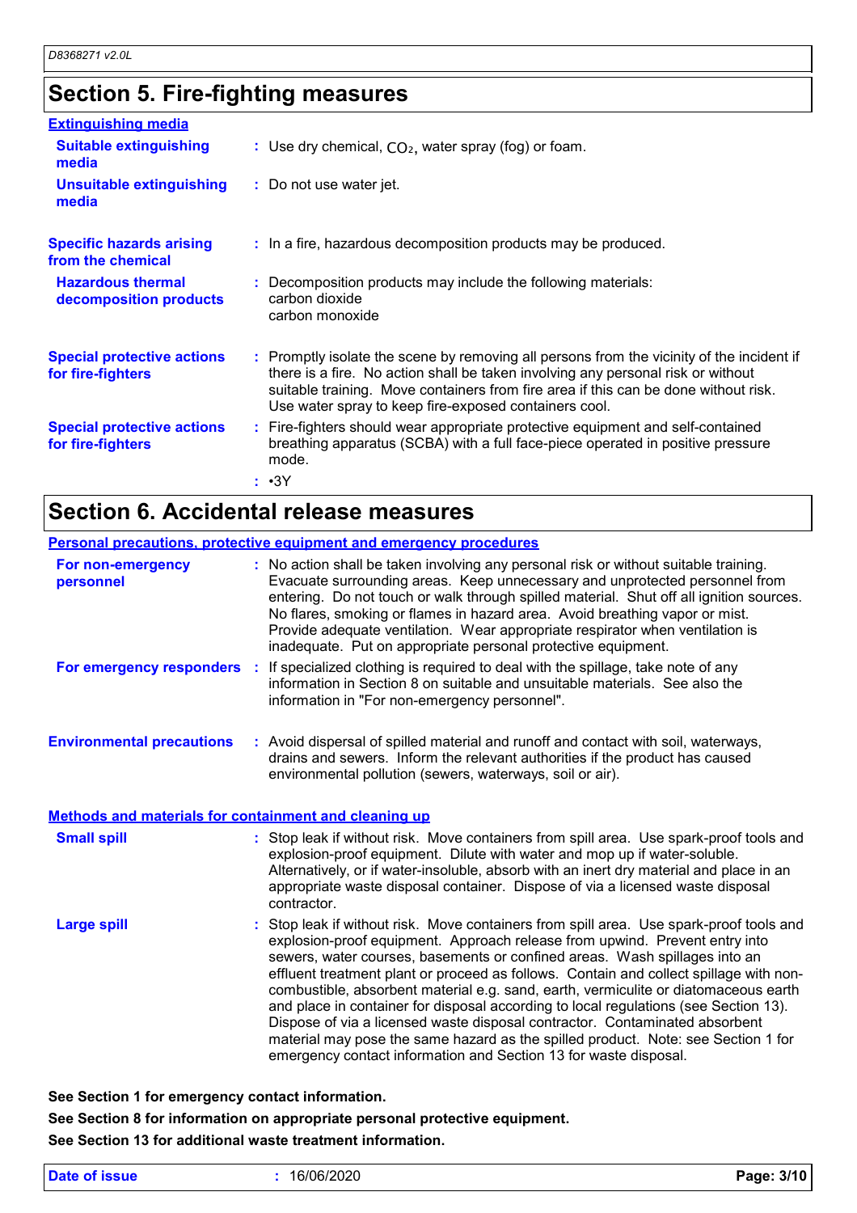# Section 5. Fire-fighting measures

**Extinguishing media**

**Suitable extinguishing media** : Use dry chemical, $CO_2$, water spray (fog) or foam.

**Unsuitable extinguishing media** : Do not use water jet.

**Specific hazards arising from the chemical** : In a fire, hazardous decomposition products may be produced.

**Hazardous thermal decomposition products** : Decomposition products may include the following materials:
carbon dioxide
carbon monoxide

**Special protective actions for fire-fighters** : Promptly isolate the scene by removing all persons from the vicinity of the incident if there is a fire. No action shall be taken involving any personal risk or without suitable training. Move containers from fire area if this can be done without risk. Use water spray to keep fire-exposed containers cool.

**Special protective actions for fire-fighters** : Fire-fighters should wear appropriate protective equipment and self-contained breathing apparatus (SCBA) with a full face-piece operated in positive pressure mode.

: •3Y

# Section 6. Accidental release measures

**Personal precautions, protective equipment and emergency procedures**

**For non-emergency personnel** : No action shall be taken involving any personal risk or without suitable training. Evacuate surrounding areas. Keep unnecessary and unprotected personnel from entering. Do not touch or walk through spilled material. Shut off all ignition sources. No flares, smoking or flames in hazard area. Avoid breathing vapor or mist. Provide adequate ventilation. Wear appropriate respirator when ventilation is inadequate. Put on appropriate personal protective equipment.

**For emergency responders** : If specialized clothing is required to deal with the spillage, take note of any information in Section 8 on suitable and unsuitable materials. See also the information in "For non-emergency personnel".

**Environmental precautions** : Avoid dispersal of spilled material and runoff and contact with soil, waterways, drains and sewers. Inform the relevant authorities if the product has caused environmental pollution (sewers, waterways, soil or air).

**Methods and materials for containment and cleaning up**

**Small spill** : Stop leak if without risk. Move containers from spill area. Use spark-proof tools and explosion-proof equipment. Dilute with water and mop up if water-soluble. Alternatively, or if water-insoluble, absorb with an inert dry material and place in an appropriate waste disposal container. Dispose of via a licensed waste disposal contractor.

**Large spill** : Stop leak if without risk. Move containers from spill area. Use spark-proof tools and explosion-proof equipment. Approach release from upwind. Prevent entry into sewers, water courses, basements or confined areas. Wash spillages into an effluent treatment plant or proceed as follows. Contain and collect spillage with non-combustible, absorbent material e.g. sand, earth, vermiculite or diatomaceous earth and place in container for disposal according to local regulations (see Section 13). Dispose of via a licensed waste disposal contractor. Contaminated absorbent material may pose the same hazard as the spilled product. Note: see Section 1 for emergency contact information and Section 13 for waste disposal.

**See Section 1 for emergency contact information.**

**See Section 8 for information on appropriate personal protective equipment.**

**See Section 13 for additional waste treatment information.**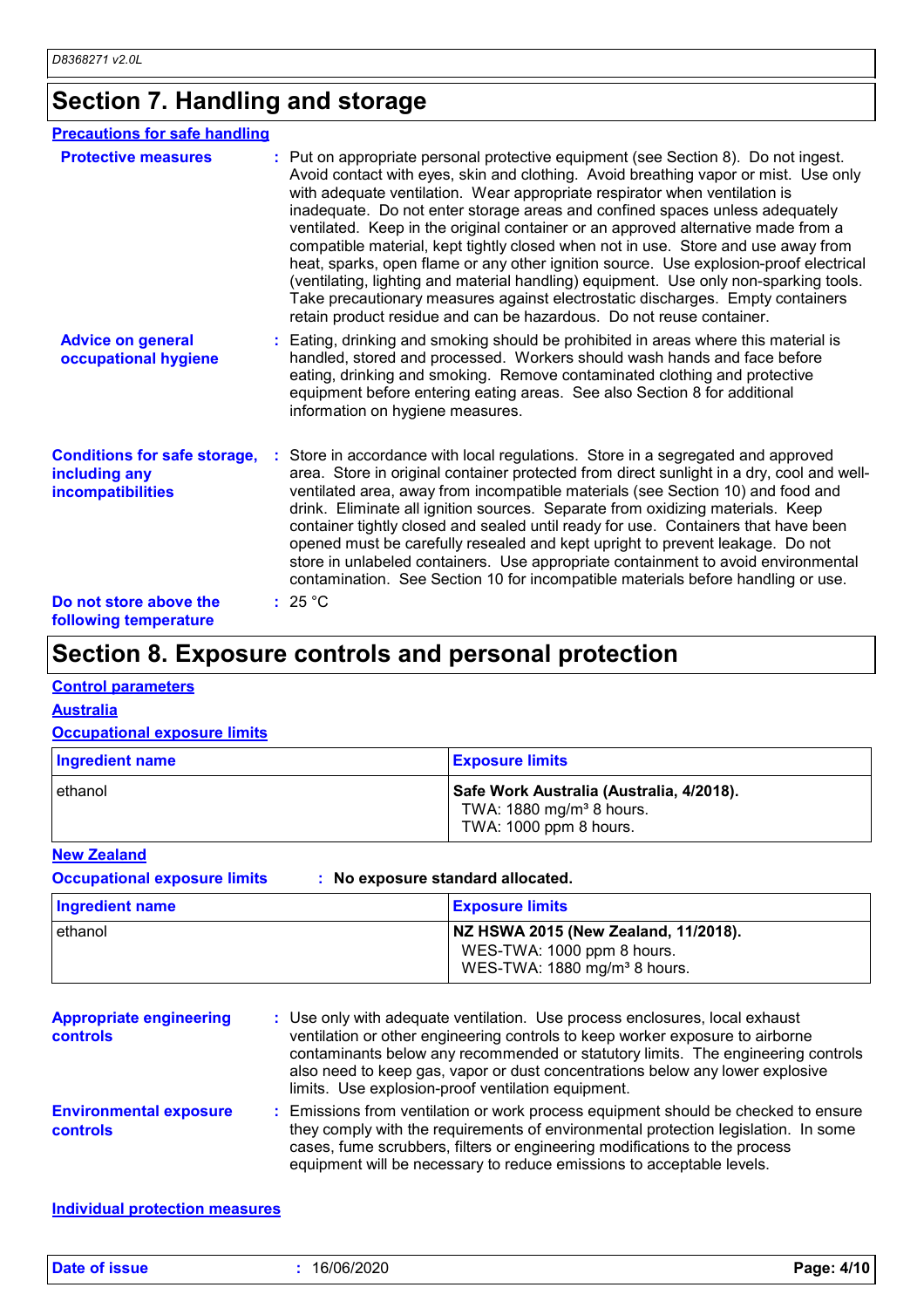## Section 7. Handling and storage

**Precautions for safe handling**

**Protective measures** : Put on appropriate personal protective equipment (see Section 8). Do not ingest. Avoid contact with eyes, skin and clothing. Avoid breathing vapor or mist. Use only with adequate ventilation. Wear appropriate respirator when ventilation is inadequate. Do not enter storage areas and confined spaces unless adequately ventilated. Keep in the original container or an approved alternative made from a compatible material, kept tightly closed when not in use. Store and use away from heat, sparks, open flame or any other ignition source. Use explosion-proof electrical (ventilating, lighting and material handling) equipment. Use only non-sparking tools. Take precautionary measures against electrostatic discharges. Empty containers retain product residue and can be hazardous. Do not reuse container.

**Advice on general occupational hygiene** : Eating, drinking and smoking should be prohibited in areas where this material is handled, stored and processed. Workers should wash hands and face before eating, drinking and smoking. Remove contaminated clothing and protective equipment before entering eating areas. See also Section 8 for additional information on hygiene measures.

**Conditions for safe storage, including any incompatibilities** : Store in accordance with local regulations. Store in a segregated and approved area. Store in original container protected from direct sunlight in a dry, cool and well-ventilated area, away from incompatible materials (see Section 10) and food and drink. Eliminate all ignition sources. Separate from oxidizing materials. Keep container tightly closed and sealed until ready for use. Containers that have been opened must be carefully resealed and kept upright to prevent leakage. Do not store in unlabeled containers. Use appropriate containment to avoid environmental contamination. See Section 10 for incompatible materials before handling or use.

**Do not store above the following temperature** : 25 °C

## Section 8. Exposure controls and personal protection

**Control parameters**

**Australia**

**Occupational exposure limits**

| Ingredient name | Exposure limits |
|---|---|
| ethanol | **Safe Work Australia (Australia, 4/2018).**<br>TWA: 1880 mg/m³ 8 hours.<br>TWA: 1000 ppm 8 hours. |

**New Zealand**

**Occupational exposure limits** : **No exposure standard allocated.**

| Ingredient name | Exposure limits |
|---|---|
| ethanol | **NZ HSWA 2015 (New Zealand, 11/2018).**<br>WES-TWA: 1000 ppm 8 hours.<br>WES-TWA: 1880 mg/m³ 8 hours. |

**Appropriate engineering controls** : Use only with adequate ventilation. Use process enclosures, local exhaust ventilation or other engineering controls to keep worker exposure to airborne contaminants below any recommended or statutory limits. The engineering controls also need to keep gas, vapor or dust concentrations below any lower explosive limits. Use explosion-proof ventilation equipment.

**Environmental exposure controls** : Emissions from ventilation or work process equipment should be checked to ensure they comply with the requirements of environmental protection legislation. In some cases, fume scrubbers, filters or engineering modifications to the process equipment will be necessary to reduce emissions to acceptable levels.

**Individual protection measures**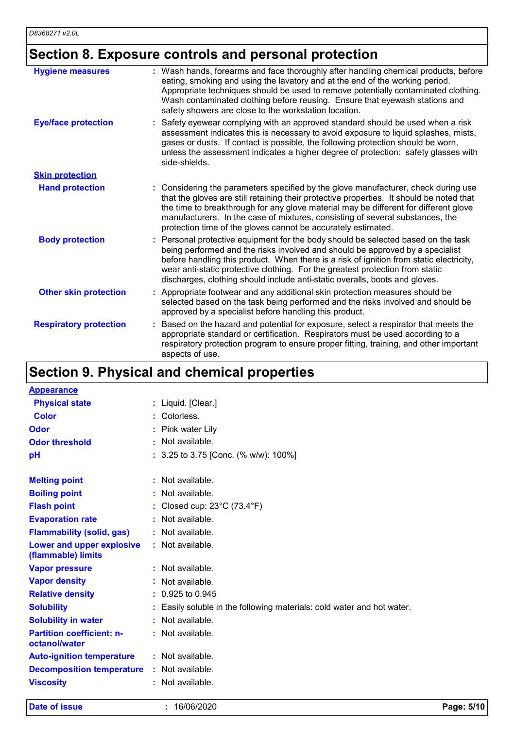# Section 8. Exposure controls and personal protection

| | |
|---|---|
| **Hygiene measures** | : Wash hands, forearms and face thoroughly after handling chemical products, before eating, smoking and using the lavatory and at the end of the working period. Appropriate techniques should be used to remove potentially contaminated clothing. Wash contaminated clothing before reusing. Ensure that eyewash stations and safety showers are close to the workstation location. |
| **Eye/face protection** | : Safety eyewear complying with an approved standard should be used when a risk assessment indicates this is necessary to avoid exposure to liquid splashes, mists, gases or dusts. If contact is possible, the following protection should be worn, unless the assessment indicates a higher degree of protection: safety glasses with side-shields. |
| **Skin protection** | |
| **Hand protection** | : Considering the parameters specified by the glove manufacturer, check during use that the gloves are still retaining their protective properties. It should be noted that the time to breakthrough for any glove material may be different for different glove manufacturers. In the case of mixtures, consisting of several substances, the protection time of the gloves cannot be accurately estimated. |
| **Body protection** | : Personal protective equipment for the body should be selected based on the task being performed and the risks involved and should be approved by a specialist before handling this product. When there is a risk of ignition from static electricity, wear anti-static protective clothing. For the greatest protection from static discharges, clothing should include anti-static overalls, boots and gloves. |
| **Other skin protection** | : Appropriate footwear and any additional skin protection measures should be selected based on the task being performed and the risks involved and should be approved by a specialist before handling this product. |
| **Respiratory protection** | : Based on the hazard and potential for exposure, select a respirator that meets the appropriate standard or certification. Respirators must be used according to a respiratory protection program to ensure proper fitting, training, and other important aspects of use. |

# Section 9. Physical and chemical properties

| | |
|---|---|
| **Appearance** | |
| **Physical state** | : Liquid. [Clear.] |
| **Color** | : Colorless. |
| **Odor** | : Pink water Lily |
| **Odor threshold** | : Not available. |
| **pH** | : 3.25 to 3.75 [Conc. (% w/w): 100%] |
| **Melting point** | : Not available. |
| **Boiling point** | : Not available. |
| **Flash point** | : Closed cup: 23°C (73.4°F) |
| **Evaporation rate** | : Not available. |
| **Flammability (solid, gas)** | : Not available. |
| **Lower and upper explosive (flammable) limits** | : Not available. |
| **Vapor pressure** | : Not available. |
| **Vapor density** | : Not available. |
| **Relative density** | : 0.925 to 0.945 |
| **Solubility** | : Easily soluble in the following materials: cold water and hot water. |
| **Solubility in water** | : Not available. |
| **Partition coefficient: n-octanol/water** | : Not available. |
| **Auto-ignition temperature** | : Not available. |
| **Decomposition temperature** | : Not available. |
| **Viscosity** | : Not available. |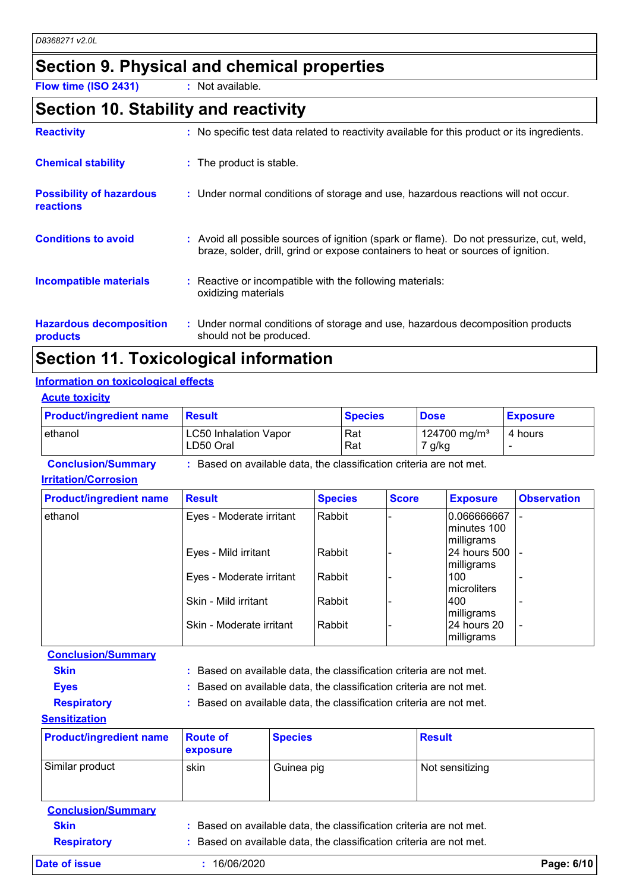## Section 9. Physical and chemical properties

**Flow time (ISO 2431)** : Not available.

## Section 10. Stability and reactivity

**Reactivity** : No specific test data related to reactivity available for this product or its ingredients.

**Chemical stability** : The product is stable.

**Possibility of hazardous reactions** : Under normal conditions of storage and use, hazardous reactions will not occur.

**Conditions to avoid** : Avoid all possible sources of ignition (spark or flame). Do not pressurize, cut, weld, braze, solder, drill, grind or expose containers to heat or sources of ignition.

**Incompatible materials** : Reactive or incompatible with the following materials: oxidizing materials

**Hazardous decomposition products** : Under normal conditions of storage and use, hazardous decomposition products should not be produced.

## Section 11. Toxicological information

### Information on toxicological effects

#### Acute toxicity

| Product/ingredient name | Result | Species | Dose | Exposure |
|---|---|---|---|---|
| ethanol | LC50 Inhalation Vapor<br>LD50 Oral | Rat<br>Rat | 124700 mg/m³<br>7 g/kg | 4 hours<br>- |

**Conclusion/Summary** : Based on available data, the classification criteria are not met.

#### Irritation/Corrosion

| Product/ingredient name | Result | Species | Score | Exposure | Observation |
|---|---|---|---|---|---|
| ethanol | Eyes - Moderate irritant | Rabbit | - | 0.066666667 minutes 100 milligrams | - |
| | Eyes - Mild irritant | Rabbit | - | 24 hours 500 milligrams | - |
| | Eyes - Moderate irritant | Rabbit | - | 100 microliters | - |
| | Skin - Mild irritant | Rabbit | - | 400 milligrams | - |
| | Skin - Moderate irritant | Rabbit | - | 24 hours 20 milligrams | - |

**Conclusion/Summary**

**Skin** : Based on available data, the classification criteria are not met.

**Eyes** : Based on available data, the classification criteria are not met.

**Respiratory** : Based on available data, the classification criteria are not met.

#### Sensitization

| Product/ingredient name | Route of exposure | Species | Result |
|---|---|---|---|
| Similar product | skin | Guinea pig | Not sensitizing |

**Conclusion/Summary**

**Skin** : Based on available data, the classification criteria are not met.

**Respiratory** : Based on available data, the classification criteria are not met.

**Date of issue** : 16/06/2020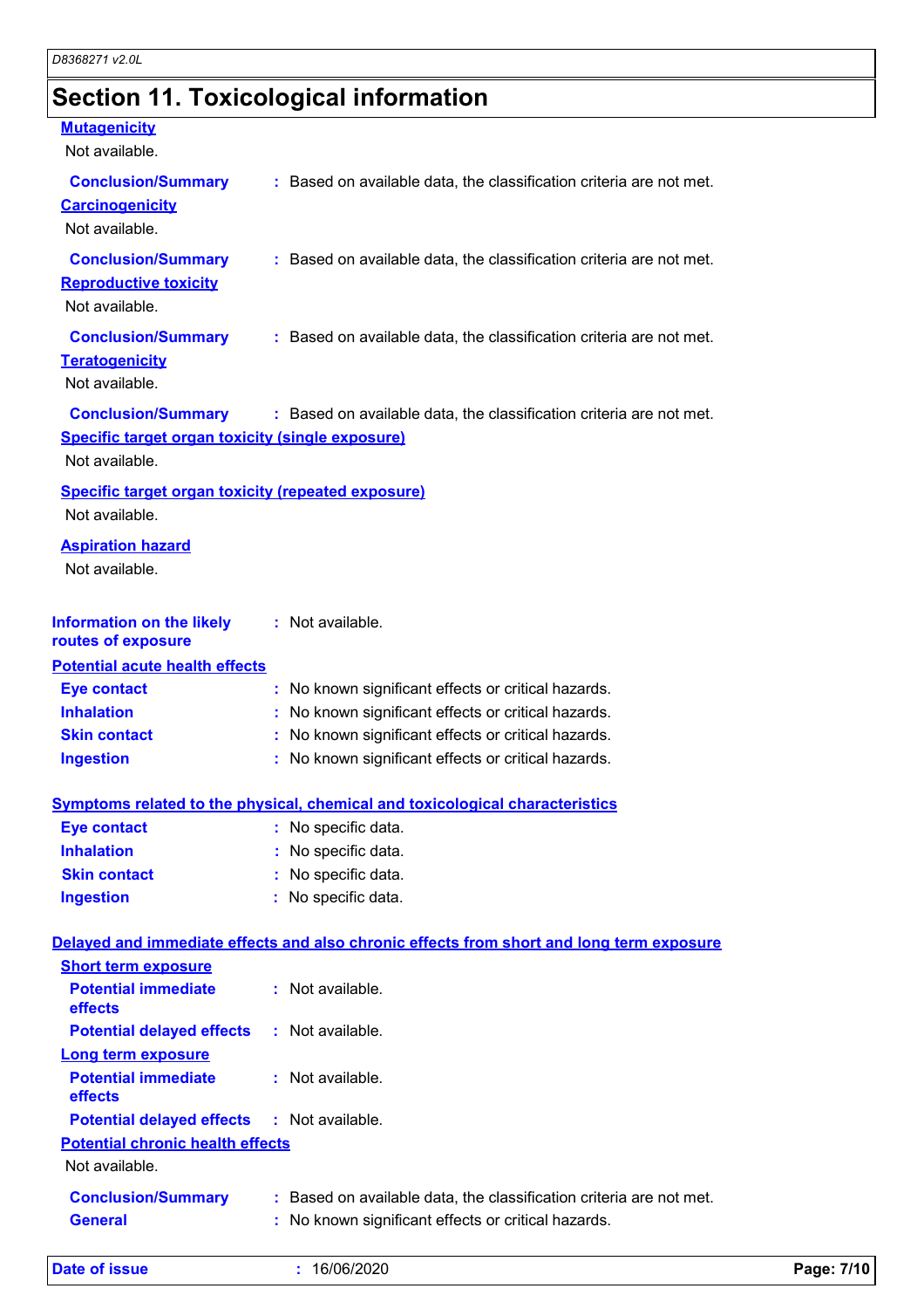## Section 11. Toxicological information

**Mutagenicity**

Not available.

**Conclusion/Summary** : Based on available data, the classification criteria are not met.

**Carcinogenicity**

Not available.

**Conclusion/Summary** : Based on available data, the classification criteria are not met.

**Reproductive toxicity**

Not available.

**Conclusion/Summary** : Based on available data, the classification criteria are not met.

**Teratogenicity**

Not available.

**Conclusion/Summary** : Based on available data, the classification criteria are not met.

**Specific target organ toxicity (single exposure)**

Not available.

**Specific target organ toxicity (repeated exposure)**

Not available.

**Aspiration hazard**

Not available.

**Information on the likely routes of exposure** : Not available.

**Potential acute health effects**

**Eye contact** : No known significant effects or critical hazards.
**Inhalation** : No known significant effects or critical hazards.
**Skin contact** : No known significant effects or critical hazards.
**Ingestion** : No known significant effects or critical hazards.

**Symptoms related to the physical, chemical and toxicological characteristics**

**Eye contact** : No specific data.
**Inhalation** : No specific data.
**Skin contact** : No specific data.
**Ingestion** : No specific data.

**Delayed and immediate effects and also chronic effects from short and long term exposure**

**Short term exposure**

**Potential immediate effects** : Not available.
**Potential delayed effects** : Not available.

**Long term exposure**

**Potential immediate effects** : Not available.
**Potential delayed effects** : Not available.

**Potential chronic health effects**

Not available.

**Conclusion/Summary** : Based on available data, the classification criteria are not met.
**General** : No known significant effects or critical hazards.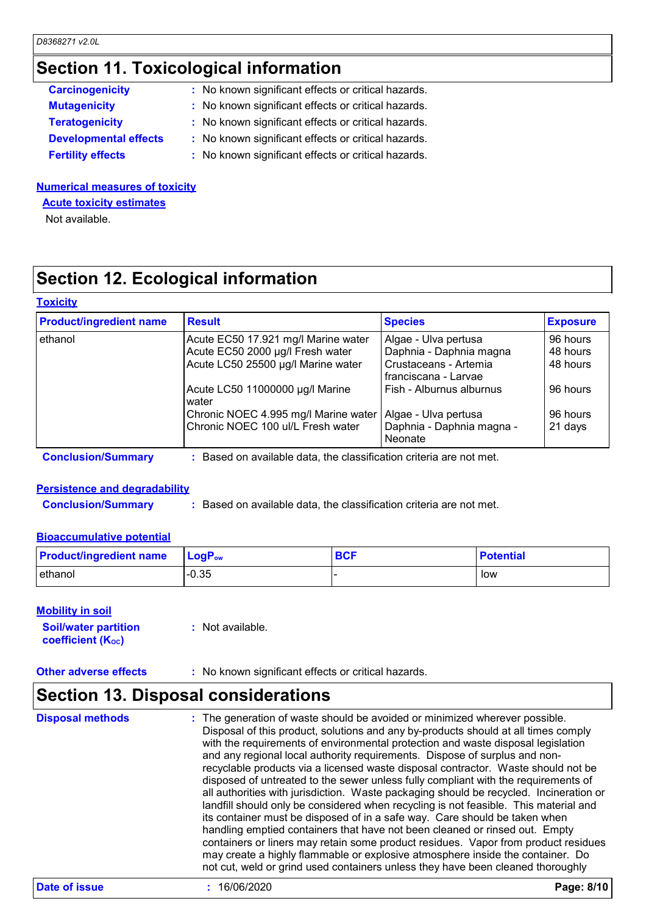## Section 11. Toxicological information

**Carcinogenicity** : No known significant effects or critical hazards.

**Mutagenicity** : No known significant effects or critical hazards.

**Teratogenicity** : No known significant effects or critical hazards.

**Developmental effects** : No known significant effects or critical hazards.

**Fertility effects** : No known significant effects or critical hazards.

**Numerical measures of toxicity**

**Acute toxicity estimates**

Not available.

## Section 12. Ecological information

**Toxicity**

| Product/ingredient name | Result | Species | Exposure |
|---|---|---|---|
| ethanol | Acute EC50 17.921 mg/l Marine water | Algae - Ulva pertusa | 96 hours |
| | Acute EC50 2000 µg/l Fresh water | Daphnia - Daphnia magna | 48 hours |
| | Acute LC50 25500 µg/l Marine water | Crustaceans - Artemia franciscana - Larvae | 48 hours |
| | Acute LC50 11000000 µg/l Marine water | Fish - Alburnus alburnus | 96 hours |
| | Chronic NOEC 4.995 mg/l Marine water | Algae - Ulva pertusa | 96 hours |
| | Chronic NOEC 100 ul/L Fresh water | Daphnia - Daphnia magna - Neonate | 21 days |

**Conclusion/Summary** : Based on available data, the classification criteria are not met.

**Persistence and degradability**

**Conclusion/Summary** : Based on available data, the classification criteria are not met.

**Bioaccumulative potential**

| Product/ingredient name | $LogP_{ow}$ | BCF | Potential |
|---|---|---|---|
| ethanol | -0.35 | - | low |

**Mobility in soil**

**Soil/water partition coefficient ($K_{OC}$)** : Not available.

**Other adverse effects** : No known significant effects or critical hazards.

## Section 13. Disposal considerations

**Disposal methods** : The generation of waste should be avoided or minimized wherever possible. Disposal of this product, solutions and any by-products should at all times comply with the requirements of environmental protection and waste disposal legislation and any regional local authority requirements. Dispose of surplus and non-recyclable products via a licensed waste disposal contractor. Waste should not be disposed of untreated to the sewer unless fully compliant with the requirements of all authorities with jurisdiction. Waste packaging should be recycled. Incineration or landfill should only be considered when recycling is not feasible. This material and its container must be disposed of in a safe way. Care should be taken when handling emptied containers that have not been cleaned or rinsed out. Empty containers or liners may retain some product residues. Vapor from product residues may create a highly flammable or explosive atmosphere inside the container. Do not cut, weld or grind used containers unless they have been cleaned thoroughly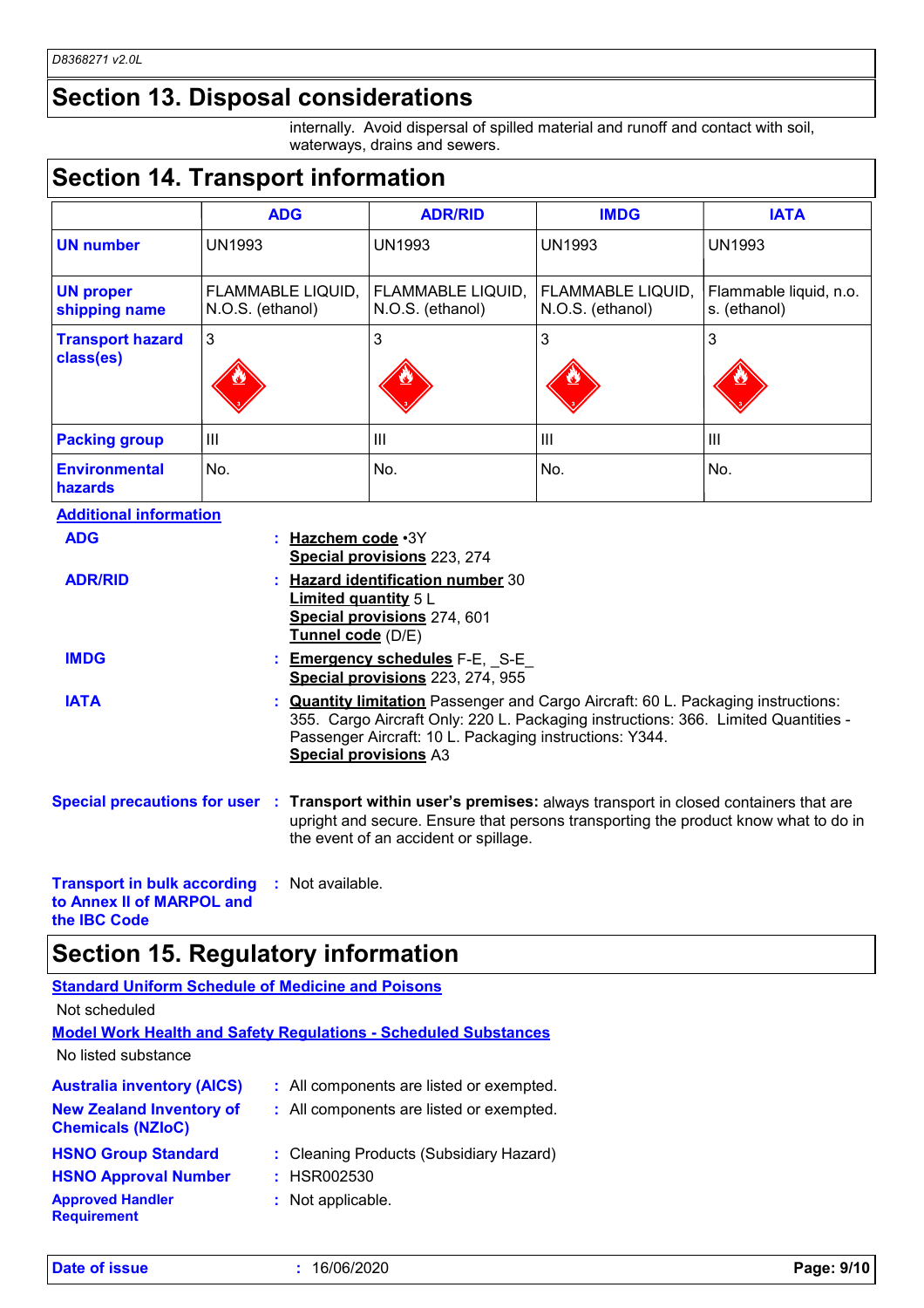## Section 13. Disposal considerations

internally. Avoid dispersal of spilled material and runoff and contact with soil, waterways, drains and sewers.

## Section 14. Transport information

| | ADG | ADR/RID | IMDG | IATA |
|---|---|---|---|---|
| **UN number** | UN1993 | UN1993 | UN1993 | UN1993 |
| **UN proper shipping name** | FLAMMABLE LIQUID, N.O.S. (ethanol) | FLAMMABLE LIQUID, N.O.S. (ethanol) | FLAMMABLE LIQUID, N.O.S. (ethanol) | Flammable liquid, n.o.s. (ethanol) |
| **Transport hazard class(es)** | 3 | 3 | 3 | 3 |
| **Packing group** | III | III | III | III |
| **Environmental hazards** | No. | No. | No. | No. |

**Additional information**

**ADG** : **Hazchem code** •3Y
**Special provisions** 223, 274

**ADR/RID** : **Hazard identification number** 30
**Limited quantity** 5 L
**Special provisions** 274, 601
**Tunnel code** (D/E)

**IMDG** : **Emergency schedules** F-E, _S-E_
**Special provisions** 223, 274, 955

**IATA** : **Quantity limitation** Passenger and Cargo Aircraft: 60 L. Packaging instructions: 355. Cargo Aircraft Only: 220 L. Packaging instructions: 366. Limited Quantities - Passenger Aircraft: 10 L. Packaging instructions: Y344.
**Special provisions** A3

**Special precautions for user** : **Transport within user's premises:** always transport in closed containers that are upright and secure. Ensure that persons transporting the product know what to do in the event of an accident or spillage.

**Transport in bulk according to Annex II of MARPOL and the IBC Code** : Not available.

## Section 15. Regulatory information

**Standard Uniform Schedule of Medicine and Poisons**

Not scheduled

**Model Work Health and Safety Regulations - Scheduled Substances**

No listed substance

**Australia inventory (AICS)** : All components are listed or exempted.

**New Zealand Inventory of Chemicals (NZIoC)** : All components are listed or exempted.

**HSNO Group Standard** : Cleaning Products (Subsidiary Hazard)

**HSNO Approval Number** : HSR002530

**Approved Handler Requirement** : Not applicable.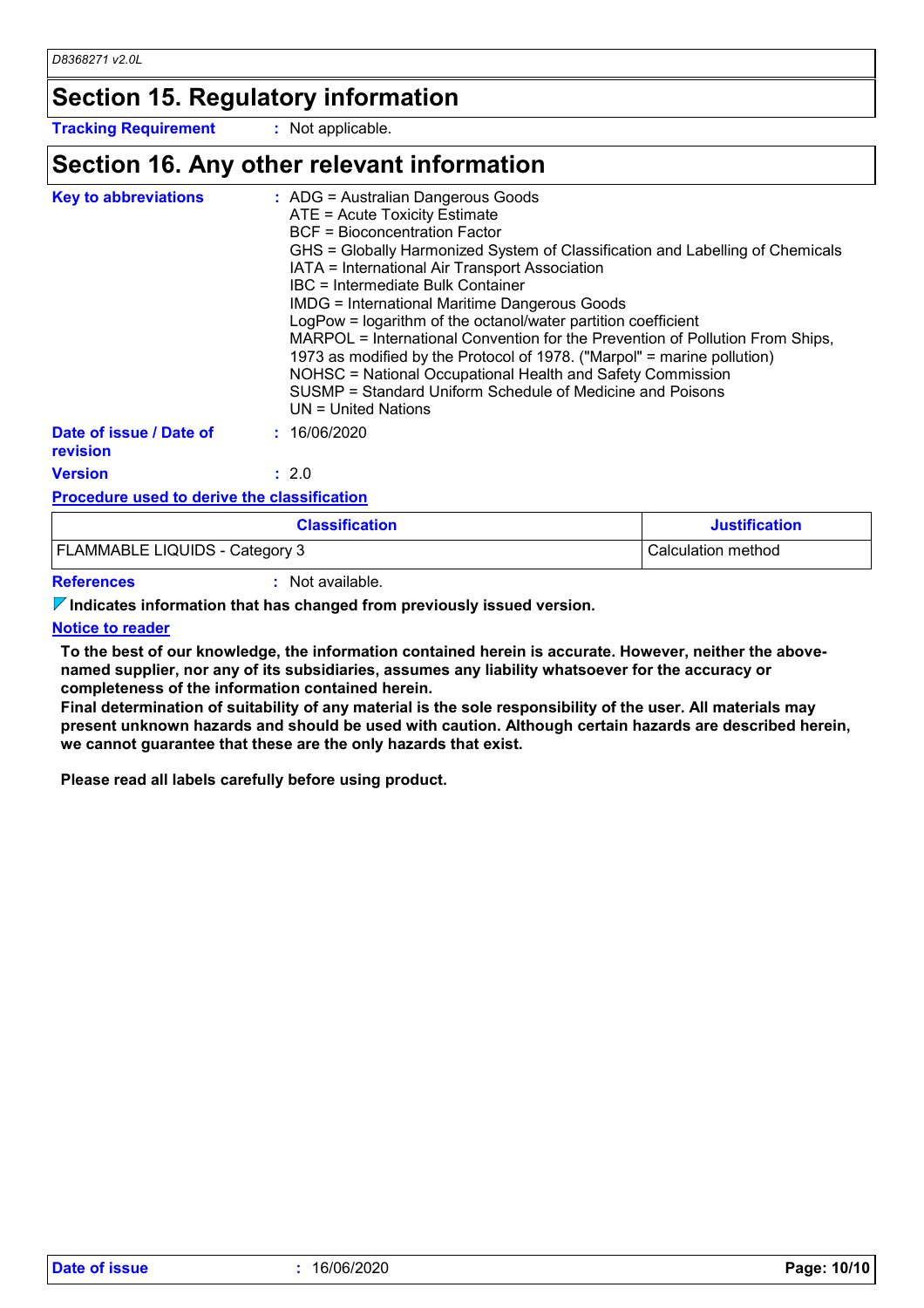## Section 15. Regulatory information

**Tracking Requirement** : Not applicable.

## Section 16. Any other relevant information

**Key to abbreviations** : ADG = Australian Dangerous Goods
ATE = Acute Toxicity Estimate
BCF = Bioconcentration Factor
GHS = Globally Harmonized System of Classification and Labelling of Chemicals
IATA = International Air Transport Association
IBC = Intermediate Bulk Container
IMDG = International Maritime Dangerous Goods
LogPow = logarithm of the octanol/water partition coefficient
MARPOL = International Convention for the Prevention of Pollution From Ships, 1973 as modified by the Protocol of 1978. ("Marpol" = marine pollution)
NOHSC = National Occupational Health and Safety Commission
SUSMP = Standard Uniform Schedule of Medicine and Poisons
UN = United Nations

**Date of issue / Date of revision** : 16/06/2020

**Version** : 2.0

**Procedure used to derive the classification**

| Classification | Justification |
|---|---|
| FLAMMABLE LIQUIDS - Category 3 | Calculation method |

**References** : Not available.

**Indicates information that has changed from previously issued version.**

**Notice to reader**

**To the best of our knowledge, the information contained herein is accurate. However, neither the above-named supplier, nor any of its subsidiaries, assumes any liability whatsoever for the accuracy or completeness of the information contained herein.**
**Final determination of suitability of any material is the sole responsibility of the user. All materials may present unknown hazards and should be used with caution. Although certain hazards are described herein, we cannot guarantee that these are the only hazards that exist.**

**Please read all labels carefully before using product.**